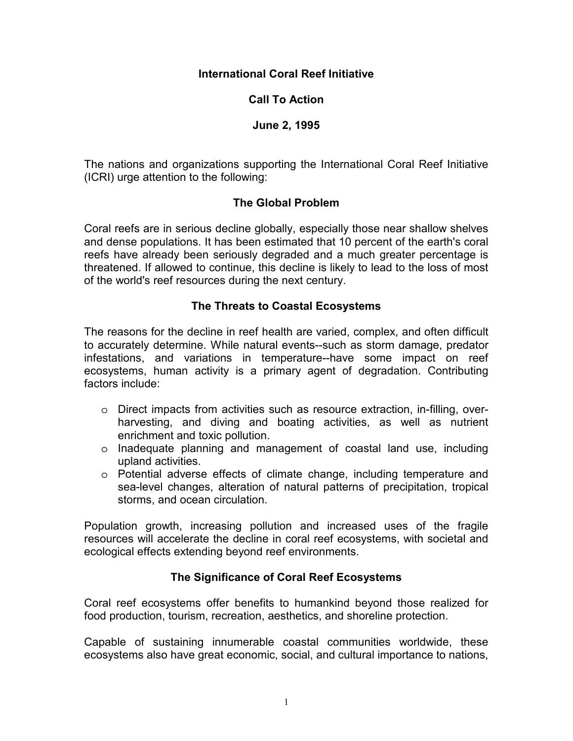# International Coral Reef Initiative

## Call To Action

## June 2, 1995

The nations and organizations supporting the International Coral Reef Initiative (ICRI) urge attention to the following:

### The Global Problem

Coral reefs are in serious decline globally, especially those near shallow shelves and dense populations. It has been estimated that 10 percent of the earth's coral reefs have already been seriously degraded and a much greater percentage is threatened. If allowed to continue, this decline is likely to lead to the loss of most of the world's reef resources during the next century.

### The Threats to Coastal Ecosystems

The reasons for the decline in reef health are varied, complex, and often difficult to accurately determine. While natural events--such as storm damage, predator infestations, and variations in temperature--have some impact on reef ecosystems, human activity is a primary agent of degradation. Contributing factors include:

- Direct impacts from activities such as resource extraction, in-filling, over-harvesting, and diving and boating activities, as well as nutrient enrichment and toxic pollution.
- Inadequate planning and management of coastal land use, including upland activities.
- Potential adverse effects of climate change, including temperature and sea-level changes, alteration of natural patterns of precipitation, tropical storms, and ocean circulation.

Population growth, increasing pollution and increased uses of the fragile resources will accelerate the decline in coral reef ecosystems, with societal and ecological effects extending beyond reef environments.

### The Significance of Coral Reef Ecosystems

Coral reef ecosystems offer benefits to humankind beyond those realized for food production, tourism, recreation, aesthetics, and shoreline protection.

Capable of sustaining innumerable coastal communities worldwide, these ecosystems also have great economic, social, and cultural importance to nations,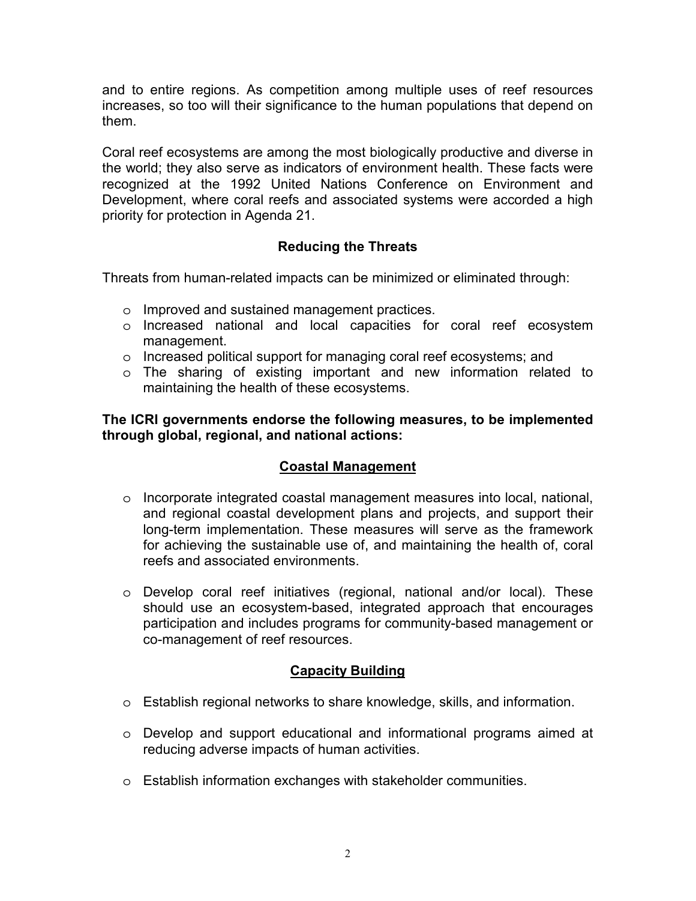and to entire regions. As competition among multiple uses of reef resources increases, so too will their significance to the human populations that depend on them.

Coral reef ecosystems are among the most biologically productive and diverse in the world; they also serve as indicators of environment health. These facts were recognized at the 1992 United Nations Conference on Environment and Development, where coral reefs and associated systems were accorded a high priority for protection in Agenda 21.

## Reducing the Threats

Threats from human-related impacts can be minimized or eliminated through:

- Improved and sustained management practices.
- Increased national and local capacities for coral reef ecosystem management.
- Increased political support for managing coral reef ecosystems; and
- The sharing of existing important and new information related to maintaining the health of these ecosystems.

**The ICRI governments endorse the following measures, to be implemented through global, regional, and national actions:**

### Coastal Management

- Incorporate integrated coastal management measures into local, national, and regional coastal development plans and projects, and support their long-term implementation. These measures will serve as the framework for achieving the sustainable use of, and maintaining the health of, coral reefs and associated environments.

- Develop coral reef initiatives (regional, national and/or local). These should use an ecosystem-based, integrated approach that encourages participation and includes programs for community-based management or co-management of reef resources.

### Capacity Building

- Establish regional networks to share knowledge, skills, and information.

- Develop and support educational and informational programs aimed at reducing adverse impacts of human activities.

- Establish information exchanges with stakeholder communities.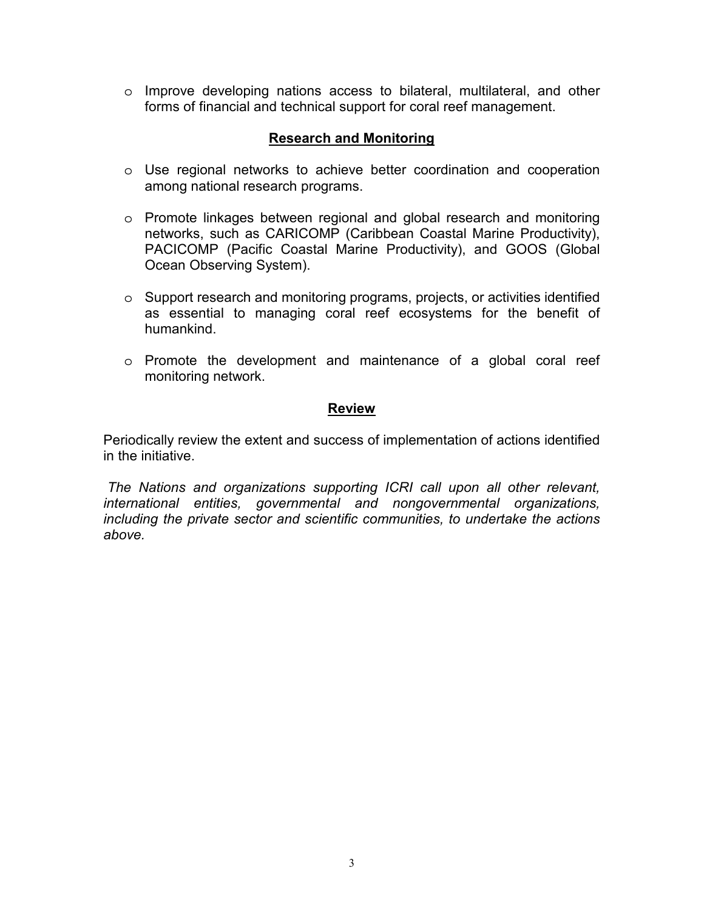- Improve developing nations access to bilateral, multilateral, and other forms of financial and technical support for coral reef management.

## Research and Monitoring

- Use regional networks to achieve better coordination and cooperation among national research programs.
- Promote linkages between regional and global research and monitoring networks, such as CARICOMP (Caribbean Coastal Marine Productivity), PACICOMP (Pacific Coastal Marine Productivity), and GOOS (Global Ocean Observing System).
- Support research and monitoring programs, projects, or activities identified as essential to managing coral reef ecosystems for the benefit of humankind.
- Promote the development and maintenance of a global coral reef monitoring network.

## Review

Periodically review the extent and success of implementation of actions identified in the initiative.

*The Nations and organizations supporting ICRI call upon all other relevant, international entities, governmental and nongovernmental organizations, including the private sector and scientific communities, to undertake the actions above.*